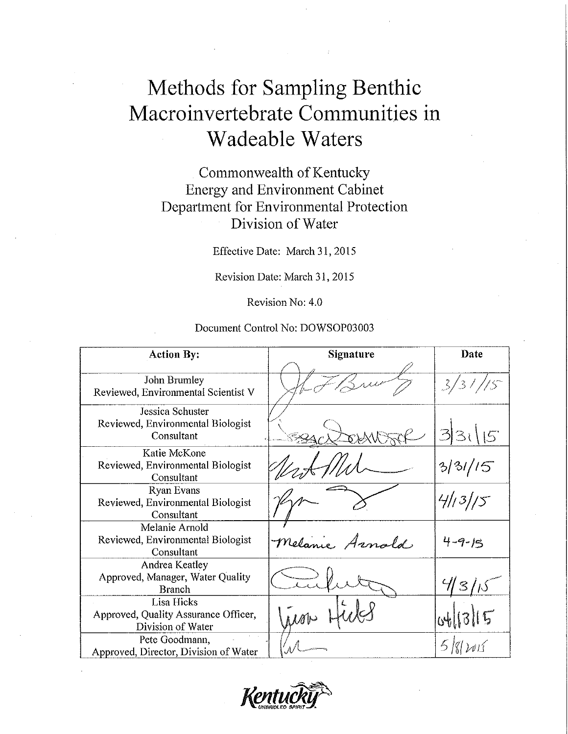# Methods for Sampling Benthic Macroinvertebrate Communities in Wadeable Waters

Commonwealth of Kentucky
Energy and Environment Cabinet
Department for Environmental Protection
Division of Water

Effective Date: March 31, 2015

Revision Date: March 31, 2015

Revision No: 4.0

Document Control No: DOWSOP03003

| Action By: | Signature | Date |
|---|---|---|
| John Brumley<br>Reviewed, Environmental Scientist V | | 3/31/15 |
| Jessica Schuster<br>Reviewed, Environmental Biologist Consultant | | 3/31/15 |
| Katie McKone<br>Reviewed, Environmental Biologist Consultant | | 3/31/15 |
| Ryan Evans<br>Reviewed, Environmental Biologist Consultant | | 4/13/15 |
| Melanie Arnold<br>Reviewed, Environmental Biologist Consultant | Melanie Arnold | 4-9-15 |
| Andrea Keatley<br>Approved, Manager, Water Quality Branch | | 4/3/15 |
| Lisa Hicks<br>Approved, Quality Assurance Officer, Division of Water | Lisa Hicks | 04/13/15 |
| Pete Goodmann,<br>Approved, Director, Division of Water | | 5/8/2015 |

Kentucky UNBRIDLED SPIRIT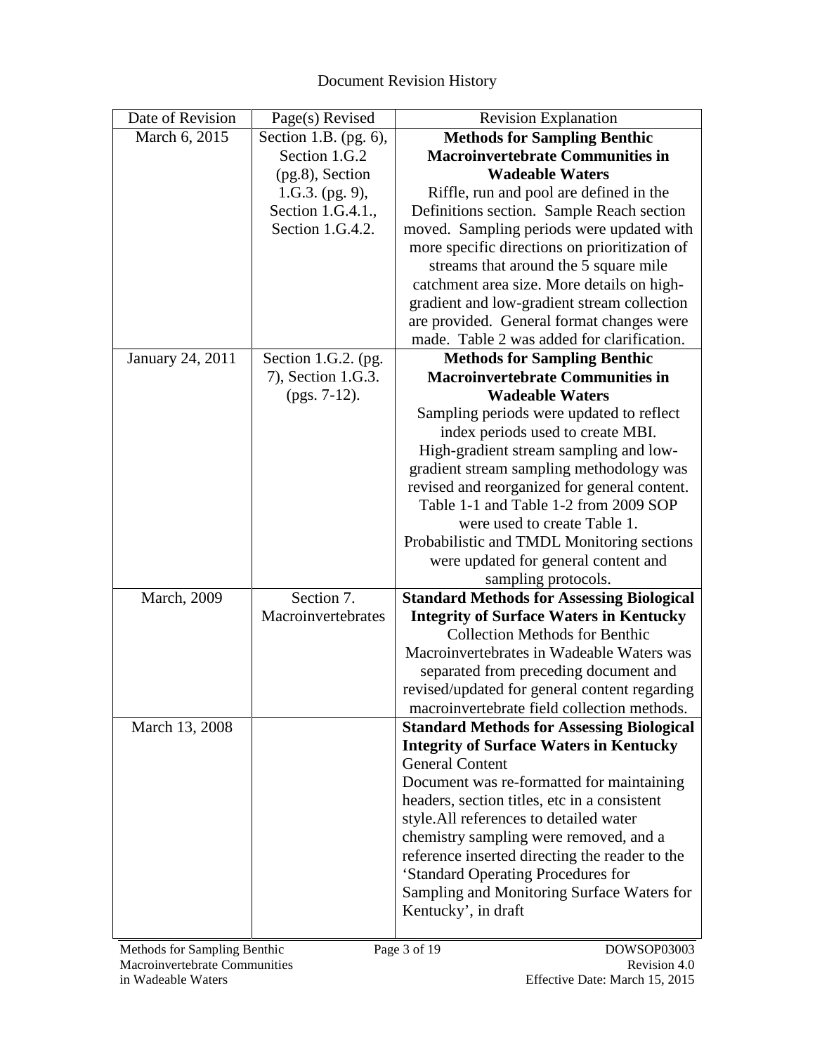Document Revision History

| Date of Revision | Page(s) Revised | Revision Explanation |
| --- | --- | --- |
| March 6, 2015 | Section 1.B. (pg. 6), Section 1.G.2 (pg.8), Section 1.G.3. (pg. 9), Section 1.G.4.1., Section 1.G.4.2. | **Methods for Sampling Benthic Macroinvertebrate Communities in Wadeable Waters** Riffle, run and pool are defined in the Definitions section. Sample Reach section moved. Sampling periods were updated with more specific directions on prioritization of streams that around the 5 square mile catchment area size. More details on high-gradient and low-gradient stream collection are provided. General format changes were made. Table 2 was added for clarification. |
| January 24, 2011 | Section 1.G.2. (pg. 7), Section 1.G.3. (pgs. 7-12). | **Methods for Sampling Benthic Macroinvertebrate Communities in Wadeable Waters** Sampling periods were updated to reflect index periods used to create MBI. High-gradient stream sampling and low-gradient stream sampling methodology was revised and reorganized for general content. Table 1-1 and Table 1-2 from 2009 SOP were used to create Table 1. Probabilistic and TMDL Monitoring sections were updated for general content and sampling protocols. |
| March, 2009 | Section 7. Macroinvertebrates | **Standard Methods for Assessing Biological Integrity of Surface Waters in Kentucky** Collection Methods for Benthic Macroinvertebrates in Wadeable Waters was separated from preceding document and revised/updated for general content regarding macroinvertebrate field collection methods. |
| March 13, 2008 | | **Standard Methods for Assessing Biological Integrity of Surface Waters in Kentucky** General Content Document was re-formatted for maintaining headers, section titles, etc in a consistent style.All references to detailed water chemistry sampling were removed, and a reference inserted directing the reader to the 'Standard Operating Procedures for Sampling and Monitoring Surface Waters for Kentucky', in draft |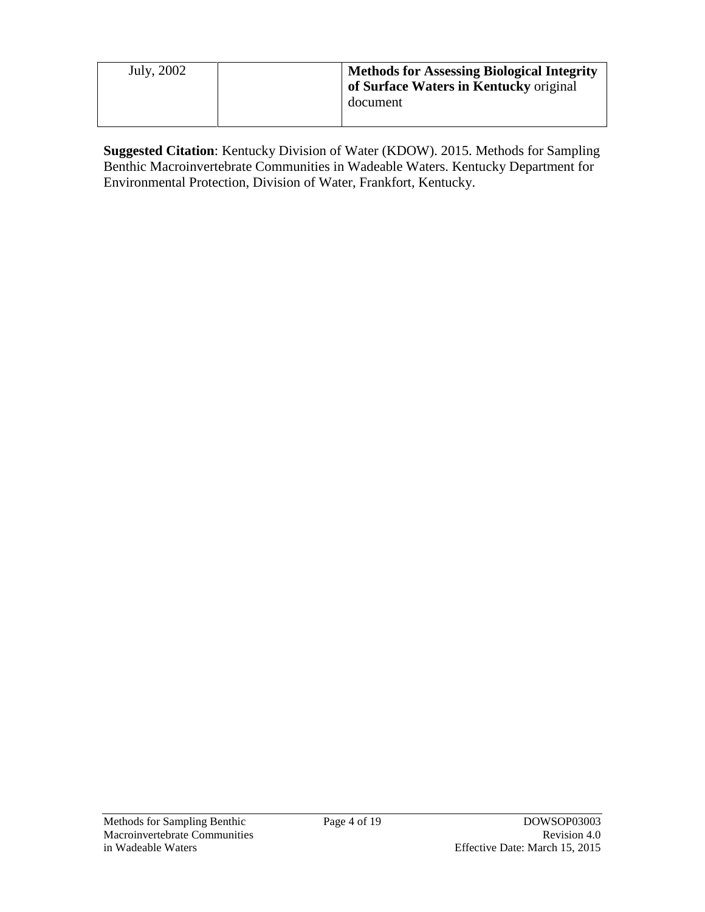| July, 2002 | | **Methods for Assessing Biological Integrity of Surface Waters in Kentucky** original document |
|---|---|---|

**Suggested Citation**: Kentucky Division of Water (KDOW). 2015. Methods for Sampling Benthic Macroinvertebrate Communities in Wadeable Waters. Kentucky Department for Environmental Protection, Division of Water, Frankfort, Kentucky.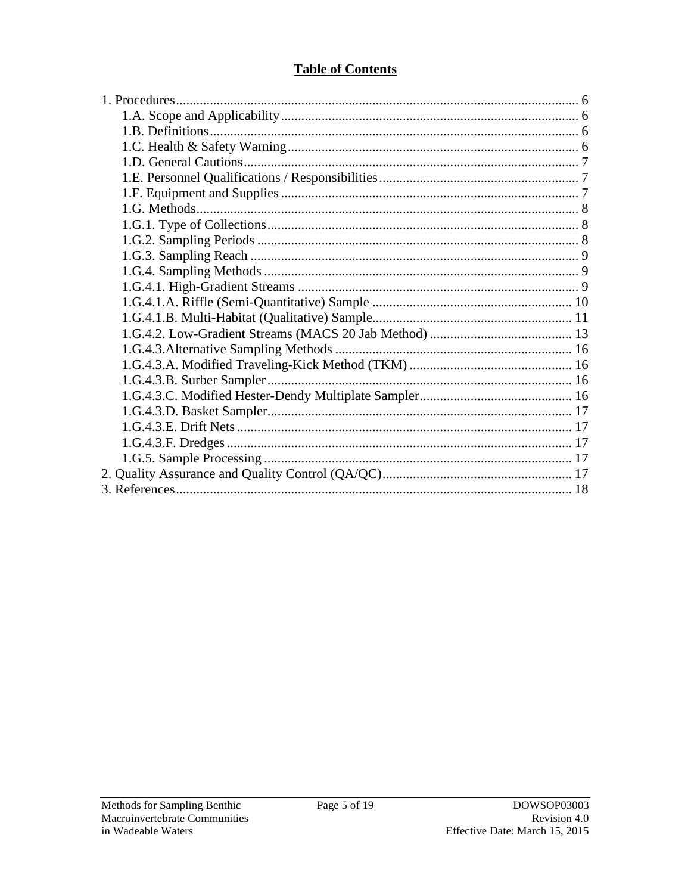## Table of Contents

1. Procedures ...... 6
   - 1.A. Scope and Applicability ...... 6
   - 1.B. Definitions ...... 6
   - 1.C. Health & Safety Warning ...... 6
   - 1.D. General Cautions ...... 7
   - 1.E. Personnel Qualifications / Responsibilities ...... 7
   - 1.F. Equipment and Supplies ...... 7
   - 1.G. Methods ...... 8
   - 1.G.1. Type of Collections ...... 8
   - 1.G.2. Sampling Periods ...... 8
   - 1.G.3. Sampling Reach ...... 9
   - 1.G.4. Sampling Methods ...... 9
   - 1.G.4.1. High-Gradient Streams ...... 9
   - 1.G.4.1.A. Riffle (Semi-Quantitative) Sample ...... 10
   - 1.G.4.1.B. Multi-Habitat (Qualitative) Sample ...... 11
   - 1.G.4.2. Low-Gradient Streams (MACS 20 Jab Method) ...... 13
   - 1.G.4.3.Alternative Sampling Methods ...... 16
   - 1.G.4.3.A. Modified Traveling-Kick Method (TKM) ...... 16
   - 1.G.4.3.B. Surber Sampler ...... 16
   - 1.G.4.3.C. Modified Hester-Dendy Multiplate Sampler ...... 16
   - 1.G.4.3.D. Basket Sampler ...... 17
   - 1.G.4.3.E. Drift Nets ...... 17
   - 1.G.4.3.F. Dredges ...... 17
   - 1.G.5. Sample Processing ...... 17
2. Quality Assurance and Quality Control (QA/QC) ...... 17
3. References ...... 18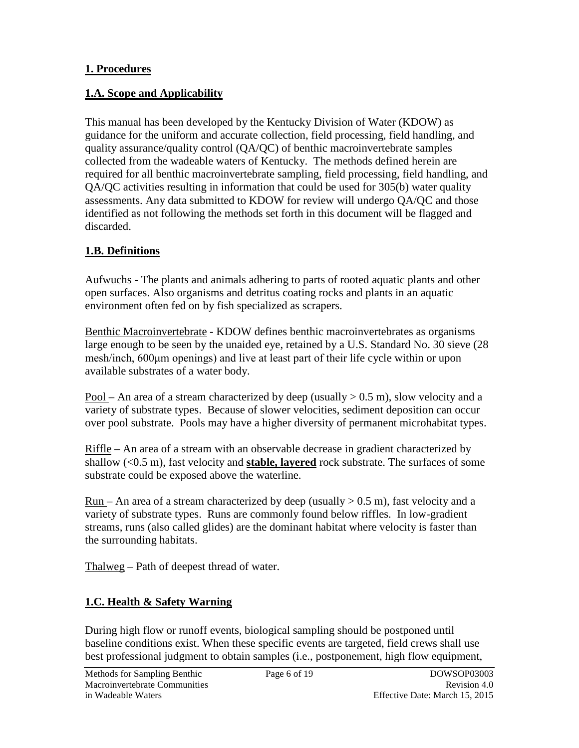## 1. Procedures

### 1.A. Scope and Applicability

This manual has been developed by the Kentucky Division of Water (KDOW) as guidance for the uniform and accurate collection, field processing, field handling, and quality assurance/quality control (QA/QC) of benthic macroinvertebrate samples collected from the wadeable waters of Kentucky. The methods defined herein are required for all benthic macroinvertebrate sampling, field processing, field handling, and QA/QC activities resulting in information that could be used for 305(b) water quality assessments. Any data submitted to KDOW for review will undergo QA/QC and those identified as not following the methods set forth in this document will be flagged and discarded.

### 1.B. Definitions

Aufwuchs - The plants and animals adhering to parts of rooted aquatic plants and other open surfaces. Also organisms and detritus coating rocks and plants in an aquatic environment often fed on by fish specialized as scrapers.

Benthic Macroinvertebrate - KDOW defines benthic macroinvertebrates as organisms large enough to be seen by the unaided eye, retained by a U.S. Standard No. 30 sieve (28 mesh/inch, 600µm openings) and live at least part of their life cycle within or upon available substrates of a water body.

Pool – An area of a stream characterized by deep (usually > 0.5 m), slow velocity and a variety of substrate types. Because of slower velocities, sediment deposition can occur over pool substrate. Pools may have a higher diversity of permanent microhabitat types.

Riffle – An area of a stream with an observable decrease in gradient characterized by shallow (<0.5 m), fast velocity and **stable, layered** rock substrate. The surfaces of some substrate could be exposed above the waterline.

Run – An area of a stream characterized by deep (usually > 0.5 m), fast velocity and a variety of substrate types. Runs are commonly found below riffles. In low-gradient streams, runs (also called glides) are the dominant habitat where velocity is faster than the surrounding habitats.

Thalweg – Path of deepest thread of water.

### 1.C. Health & Safety Warning

During high flow or runoff events, biological sampling should be postponed until baseline conditions exist. When these specific events are targeted, field crews shall use best professional judgment to obtain samples (i.e., postponement, high flow equipment,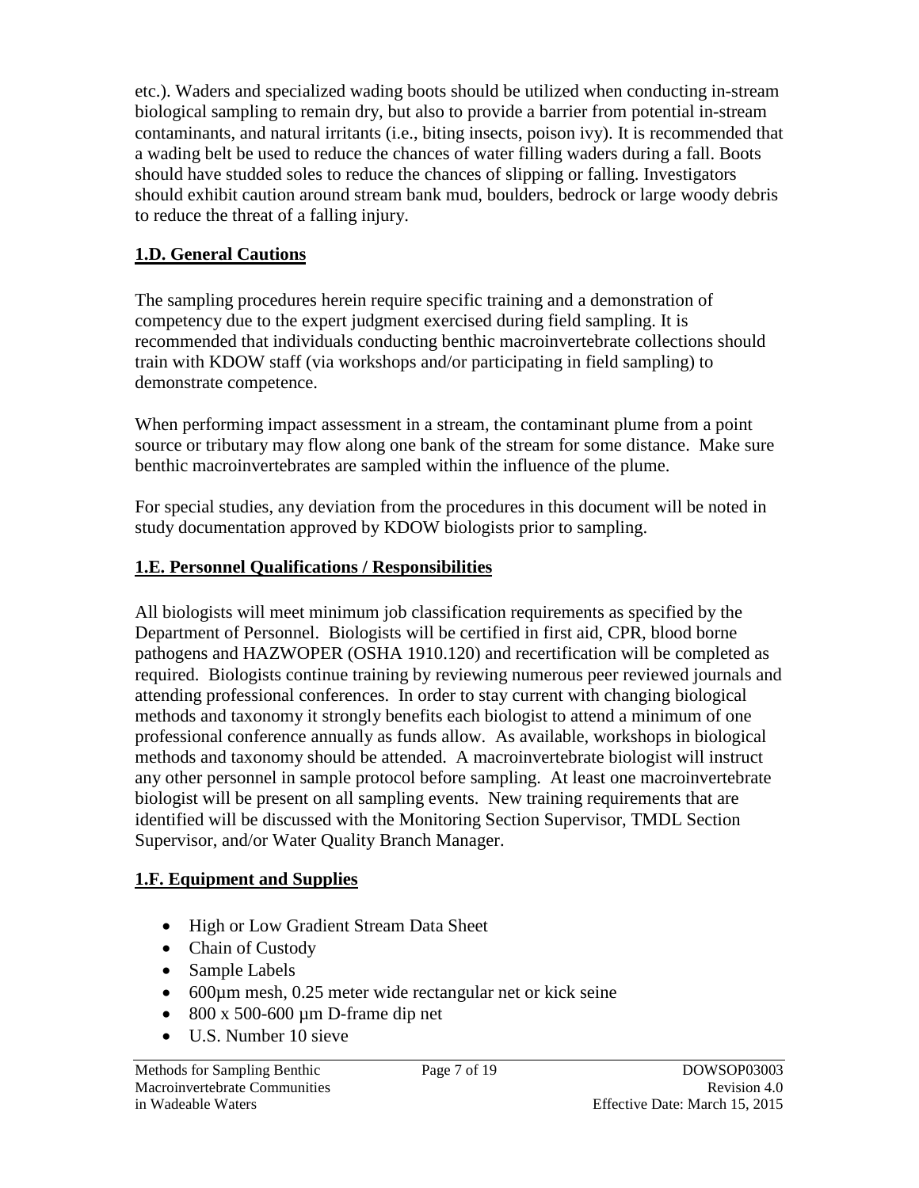etc.). Waders and specialized wading boots should be utilized when conducting in-stream biological sampling to remain dry, but also to provide a barrier from potential in-stream contaminants, and natural irritants (i.e., biting insects, poison ivy). It is recommended that a wading belt be used to reduce the chances of water filling waders during a fall. Boots should have studded soles to reduce the chances of slipping or falling. Investigators should exhibit caution around stream bank mud, boulders, bedrock or large woody debris to reduce the threat of a falling injury.

## 1.D. General Cautions

The sampling procedures herein require specific training and a demonstration of competency due to the expert judgment exercised during field sampling. It is recommended that individuals conducting benthic macroinvertebrate collections should train with KDOW staff (via workshops and/or participating in field sampling) to demonstrate competence.

When performing impact assessment in a stream, the contaminant plume from a point source or tributary may flow along one bank of the stream for some distance. Make sure benthic macroinvertebrates are sampled within the influence of the plume.

For special studies, any deviation from the procedures in this document will be noted in study documentation approved by KDOW biologists prior to sampling.

## 1.E. Personnel Qualifications / Responsibilities

All biologists will meet minimum job classification requirements as specified by the Department of Personnel. Biologists will be certified in first aid, CPR, blood borne pathogens and HAZWOPER (OSHA 1910.120) and recertification will be completed as required. Biologists continue training by reviewing numerous peer reviewed journals and attending professional conferences. In order to stay current with changing biological methods and taxonomy it strongly benefits each biologist to attend a minimum of one professional conference annually as funds allow. As available, workshops in biological methods and taxonomy should be attended. A macroinvertebrate biologist will instruct any other personnel in sample protocol before sampling. At least one macroinvertebrate biologist will be present on all sampling events. New training requirements that are identified will be discussed with the Monitoring Section Supervisor, TMDL Section Supervisor, and/or Water Quality Branch Manager.

## 1.F. Equipment and Supplies

- High or Low Gradient Stream Data Sheet
- Chain of Custody
- Sample Labels
- 600µm mesh, 0.25 meter wide rectangular net or kick seine
- 800 x 500-600 µm D-frame dip net
- U.S. Number 10 sieve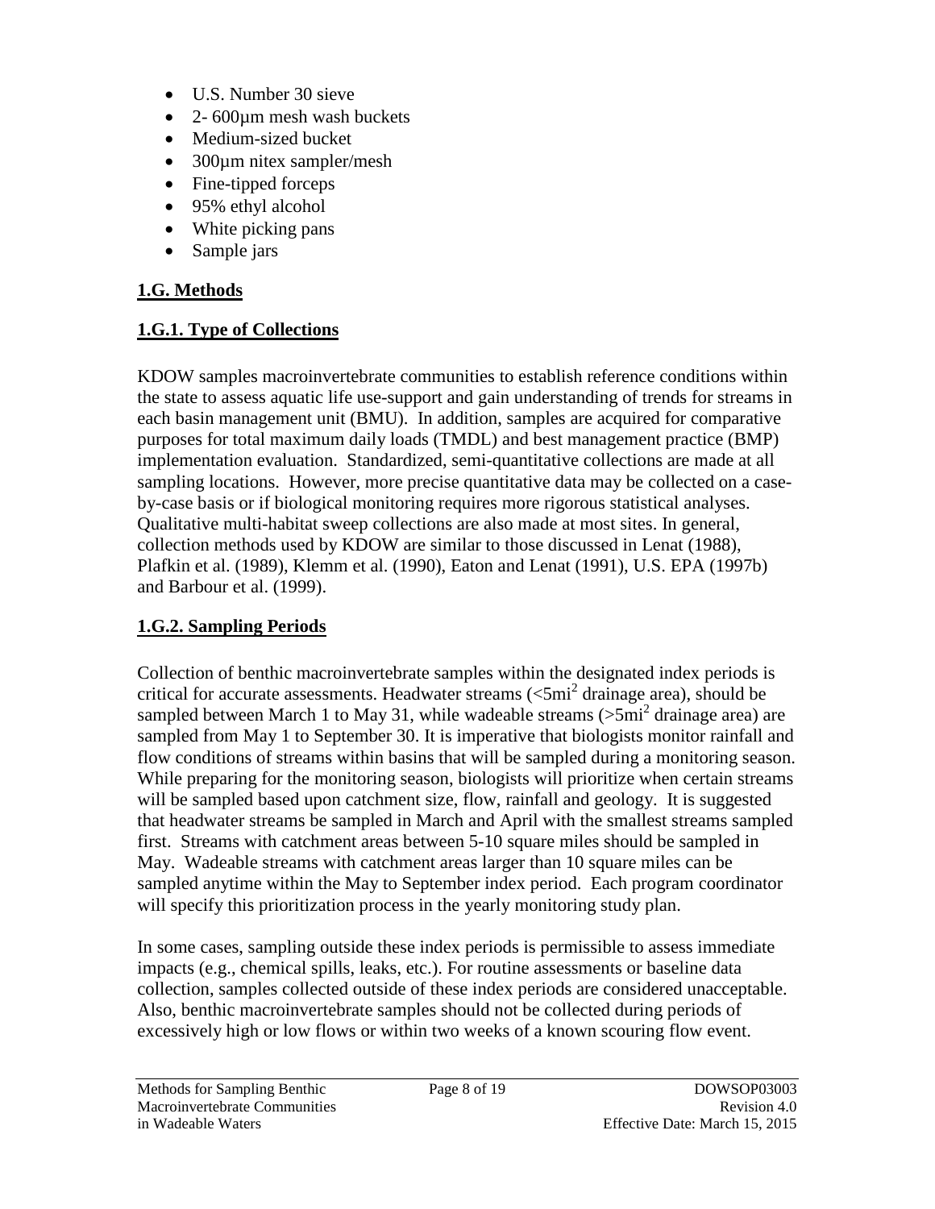- U.S. Number 30 sieve
- 2- 600µm mesh wash buckets
- Medium-sized bucket
- 300µm nitex sampler/mesh
- Fine-tipped forceps
- 95% ethyl alcohol
- White picking pans
- Sample jars

## 1.G. Methods

### 1.G.1. Type of Collections

KDOW samples macroinvertebrate communities to establish reference conditions within the state to assess aquatic life use-support and gain understanding of trends for streams in each basin management unit (BMU). In addition, samples are acquired for comparative purposes for total maximum daily loads (TMDL) and best management practice (BMP) implementation evaluation. Standardized, semi-quantitative collections are made at all sampling locations. However, more precise quantitative data may be collected on a case-by-case basis or if biological monitoring requires more rigorous statistical analyses. Qualitative multi-habitat sweep collections are also made at most sites. In general, collection methods used by KDOW are similar to those discussed in Lenat (1988), Plafkin et al. (1989), Klemm et al. (1990), Eaton and Lenat (1991), U.S. EPA (1997b) and Barbour et al. (1999).

### 1.G.2. Sampling Periods

Collection of benthic macroinvertebrate samples within the designated index periods is critical for accurate assessments. Headwater streams ($<5mi^2$ drainage area), should be sampled between March 1 to May 31, while wadeable streams ($>5mi^2$ drainage area) are sampled from May 1 to September 30. It is imperative that biologists monitor rainfall and flow conditions of streams within basins that will be sampled during a monitoring season. While preparing for the monitoring season, biologists will prioritize when certain streams will be sampled based upon catchment size, flow, rainfall and geology. It is suggested that headwater streams be sampled in March and April with the smallest streams sampled first. Streams with catchment areas between 5-10 square miles should be sampled in May. Wadeable streams with catchment areas larger than 10 square miles can be sampled anytime within the May to September index period. Each program coordinator will specify this prioritization process in the yearly monitoring study plan.

In some cases, sampling outside these index periods is permissible to assess immediate impacts (e.g., chemical spills, leaks, etc.). For routine assessments or baseline data collection, samples collected outside of these index periods are considered unacceptable. Also, benthic macroinvertebrate samples should not be collected during periods of excessively high or low flows or within two weeks of a known scouring flow event.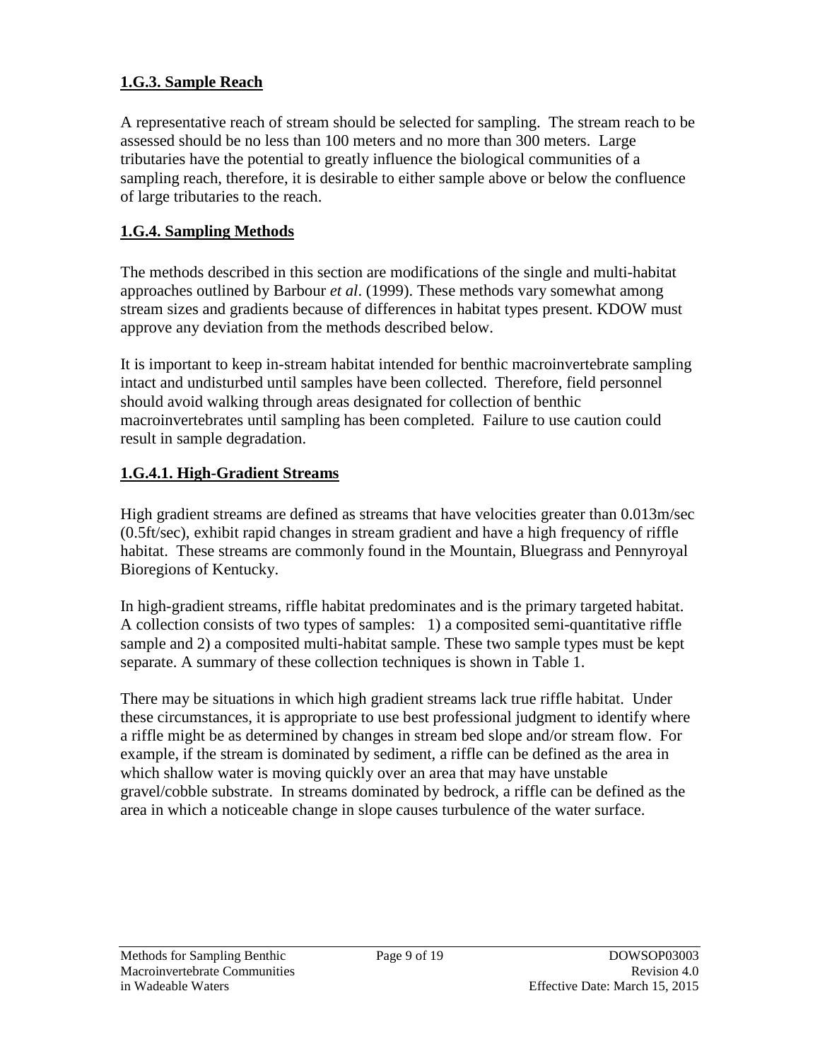## 1.G.3. Sample Reach

A representative reach of stream should be selected for sampling. The stream reach to be assessed should be no less than 100 meters and no more than 300 meters. Large tributaries have the potential to greatly influence the biological communities of a sampling reach, therefore, it is desirable to either sample above or below the confluence of large tributaries to the reach.

## 1.G.4. Sampling Methods

The methods described in this section are modifications of the single and multi-habitat approaches outlined by Barbour *et al*. (1999). These methods vary somewhat among stream sizes and gradients because of differences in habitat types present. KDOW must approve any deviation from the methods described below.

It is important to keep in-stream habitat intended for benthic macroinvertebrate sampling intact and undisturbed until samples have been collected. Therefore, field personnel should avoid walking through areas designated for collection of benthic macroinvertebrates until sampling has been completed. Failure to use caution could result in sample degradation.

### 1.G.4.1. High-Gradient Streams

High gradient streams are defined as streams that have velocities greater than 0.013m/sec (0.5ft/sec), exhibit rapid changes in stream gradient and have a high frequency of riffle habitat. These streams are commonly found in the Mountain, Bluegrass and Pennyroyal Bioregions of Kentucky.

In high-gradient streams, riffle habitat predominates and is the primary targeted habitat. A collection consists of two types of samples: 1) a composited semi-quantitative riffle sample and 2) a composited multi-habitat sample. These two sample types must be kept separate. A summary of these collection techniques is shown in Table 1.

There may be situations in which high gradient streams lack true riffle habitat. Under these circumstances, it is appropriate to use best professional judgment to identify where a riffle might be as determined by changes in stream bed slope and/or stream flow. For example, if the stream is dominated by sediment, a riffle can be defined as the area in which shallow water is moving quickly over an area that may have unstable gravel/cobble substrate. In streams dominated by bedrock, a riffle can be defined as the area in which a noticeable change in slope causes turbulence of the water surface.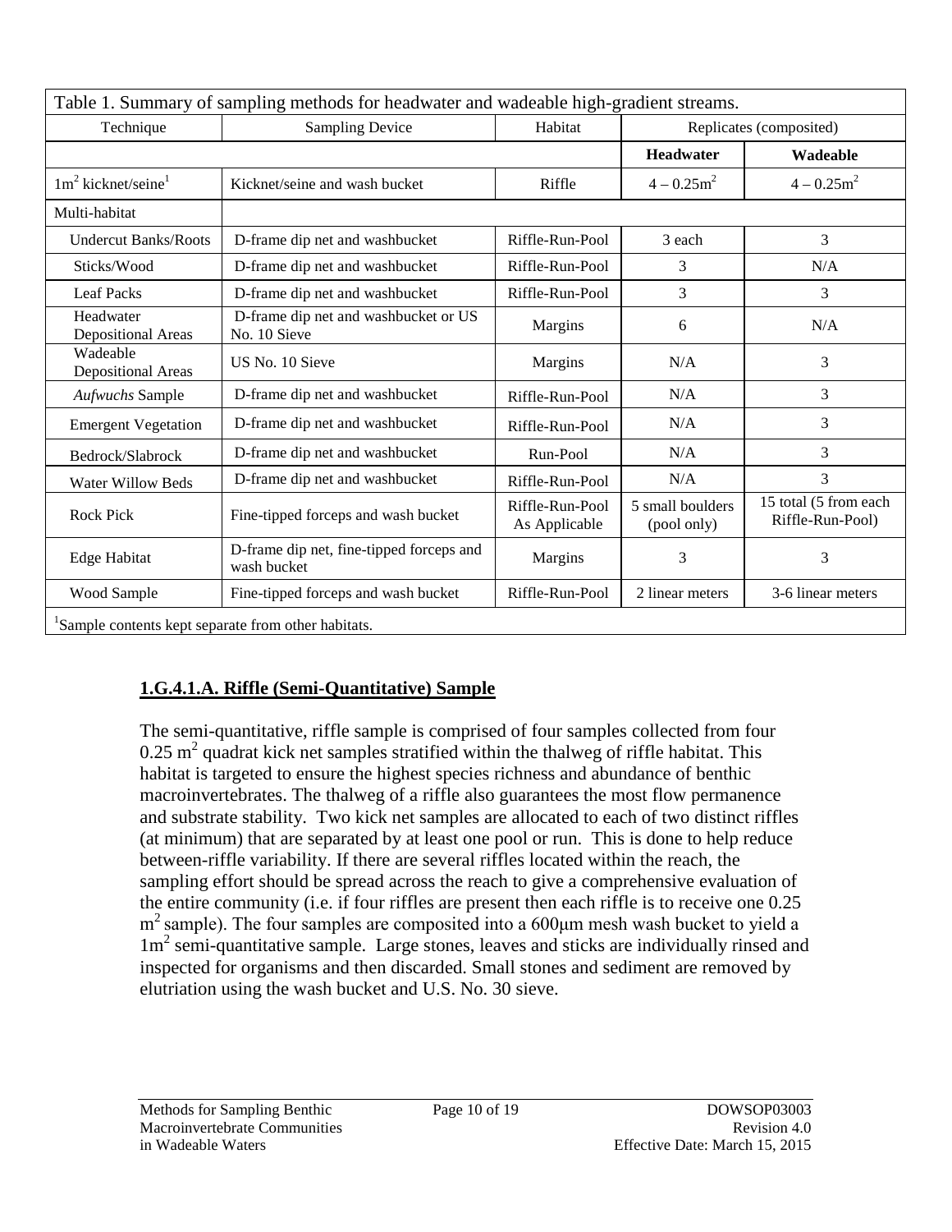| Table 1. Summary of sampling methods for headwater and wadeable high-gradient streams. | | | | |
|---|---|---|---|---|
| Technique | Sampling Device | Habitat | Replicates (composited) | |
| | | | **Headwater** | **Wadeable** |
| $1m^2$ kicknet/seine[1] | Kicknet/seine and wash bucket | Riffle | $4 – 0.25m^2$ | $4 – 0.25m^2$ |
| Multi-habitat | | | | |
| Undercut Banks/Roots | D-frame dip net and washbucket | Riffle-Run-Pool | 3 each | 3 |
| Sticks/Wood | D-frame dip net and washbucket | Riffle-Run-Pool | 3 | N/A |
| Leaf Packs | D-frame dip net and washbucket | Riffle-Run-Pool | 3 | 3 |
| Headwater Depositional Areas | D-frame dip net and washbucket or US No. 10 Sieve | Margins | 6 | N/A |
| Wadeable Depositional Areas | US No. 10 Sieve | Margins | N/A | 3 |
| *Aufwuchs* Sample | D-frame dip net and washbucket | Riffle-Run-Pool | N/A | 3 |
| Emergent Vegetation | D-frame dip net and washbucket | Riffle-Run-Pool | N/A | 3 |
| Bedrock/Slabrock | D-frame dip net and washbucket | Run-Pool | N/A | 3 |
| Water Willow Beds | D-frame dip net and washbucket | Riffle-Run-Pool | N/A | 3 |
| Rock Pick | Fine-tipped forceps and wash bucket | Riffle-Run-Pool As Applicable | 5 small boulders (pool only) | 15 total (5 from each Riffle-Run-Pool) |
| Edge Habitat | D-frame dip net, fine-tipped forceps and wash bucket | Margins | 3 | 3 |
| Wood Sample | Fine-tipped forceps and wash bucket | Riffle-Run-Pool | 2 linear meters | 3-6 linear meters |

[1]Sample contents kept separate from other habitats.

## 1.G.4.1.A. Riffle (Semi-Quantitative) Sample

The semi-quantitative, riffle sample is comprised of four samples collected from four $0.25\ m^2$ quadrat kick net samples stratified within the thalweg of riffle habitat. This habitat is targeted to ensure the highest species richness and abundance of benthic macroinvertebrates. The thalweg of a riffle also guarantees the most flow permanence and substrate stability. Two kick net samples are allocated to each of two distinct riffles (at minimum) that are separated by at least one pool or run. This is done to help reduce between-riffle variability. If there are several riffles located within the reach, the sampling effort should be spread across the reach to give a comprehensive evaluation of the entire community (i.e. if four riffles are present then each riffle is to receive one $0.25\ m^2$ sample). The four samples are composited into a 600μm mesh wash bucket to yield a $1m^2$ semi-quantitative sample. Large stones, leaves and sticks are individually rinsed and inspected for organisms and then discarded. Small stones and sediment are removed by elutriation using the wash bucket and U.S. No. 30 sieve.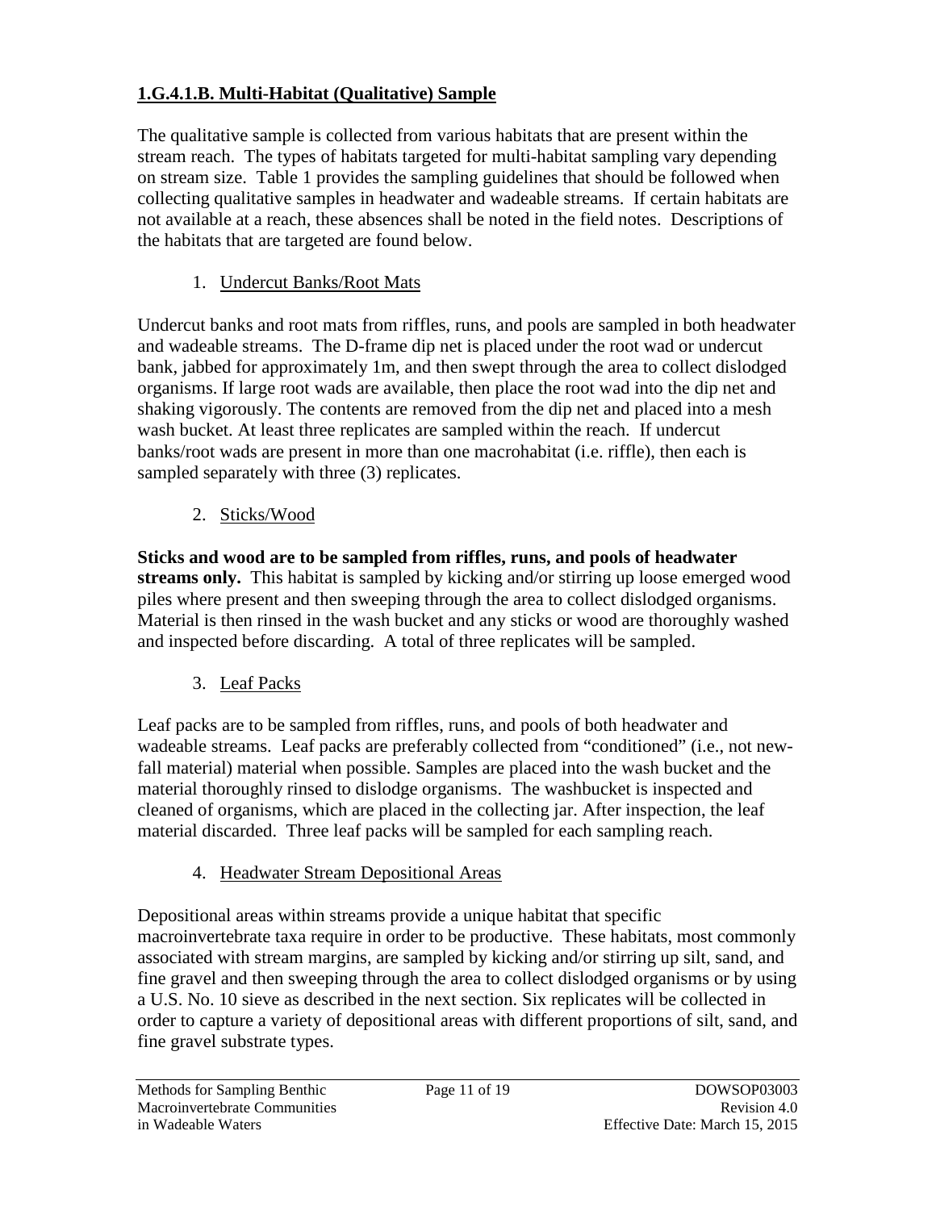### 1.G.4.1.B. Multi-Habitat (Qualitative) Sample

The qualitative sample is collected from various habitats that are present within the stream reach. The types of habitats targeted for multi-habitat sampling vary depending on stream size. Table 1 provides the sampling guidelines that should be followed when collecting qualitative samples in headwater and wadeable streams. If certain habitats are not available at a reach, these absences shall be noted in the field notes. Descriptions of the habitats that are targeted are found below.

1. Undercut Banks/Root Mats

Undercut banks and root mats from riffles, runs, and pools are sampled in both headwater and wadeable streams. The D-frame dip net is placed under the root wad or undercut bank, jabbed for approximately 1m, and then swept through the area to collect dislodged organisms. If large root wads are available, then place the root wad into the dip net and shaking vigorously. The contents are removed from the dip net and placed into a mesh wash bucket. At least three replicates are sampled within the reach. If undercut banks/root wads are present in more than one macrohabitat (i.e. riffle), then each is sampled separately with three (3) replicates.

2. Sticks/Wood

**Sticks and wood are to be sampled from riffles, runs, and pools of headwater streams only.** This habitat is sampled by kicking and/or stirring up loose emerged wood piles where present and then sweeping through the area to collect dislodged organisms. Material is then rinsed in the wash bucket and any sticks or wood are thoroughly washed and inspected before discarding. A total of three replicates will be sampled.

3. Leaf Packs

Leaf packs are to be sampled from riffles, runs, and pools of both headwater and wadeable streams. Leaf packs are preferably collected from "conditioned" (i.e., not new-fall material) material when possible. Samples are placed into the wash bucket and the material thoroughly rinsed to dislodge organisms. The washbucket is inspected and cleaned of organisms, which are placed in the collecting jar. After inspection, the leaf material discarded. Three leaf packs will be sampled for each sampling reach.

4. Headwater Stream Depositional Areas

Depositional areas within streams provide a unique habitat that specific macroinvertebrate taxa require in order to be productive. These habitats, most commonly associated with stream margins, are sampled by kicking and/or stirring up silt, sand, and fine gravel and then sweeping through the area to collect dislodged organisms or by using a U.S. No. 10 sieve as described in the next section. Six replicates will be collected in order to capture a variety of depositional areas with different proportions of silt, sand, and fine gravel substrate types.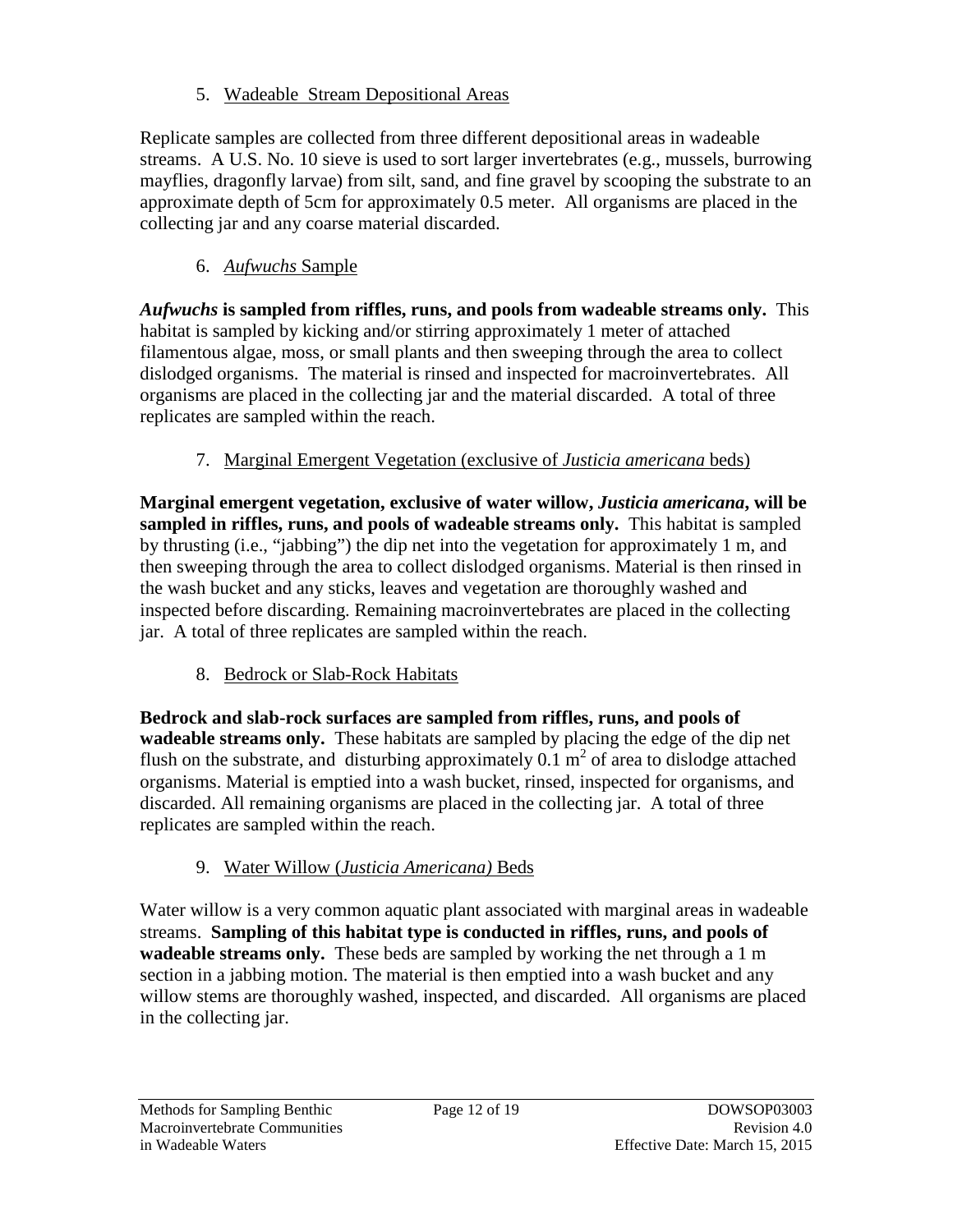5. Wadeable Stream Depositional Areas

Replicate samples are collected from three different depositional areas in wadeable streams. A U.S. No. 10 sieve is used to sort larger invertebrates (e.g., mussels, burrowing mayflies, dragonfly larvae) from silt, sand, and fine gravel by scooping the substrate to an approximate depth of 5cm for approximately 0.5 meter. All organisms are placed in the collecting jar and any coarse material discarded.

6. *Aufwuchs* Sample

***Aufwuchs* is sampled from riffles, runs, and pools from wadeable streams only.** This habitat is sampled by kicking and/or stirring approximately 1 meter of attached filamentous algae, moss, or small plants and then sweeping through the area to collect dislodged organisms. The material is rinsed and inspected for macroinvertebrates. All organisms are placed in the collecting jar and the material discarded. A total of three replicates are sampled within the reach.

7. Marginal Emergent Vegetation (exclusive of *Justicia americana* beds)

**Marginal emergent vegetation, exclusive of water willow, *Justicia americana*, will be sampled in riffles, runs, and pools of wadeable streams only.** This habitat is sampled by thrusting (i.e., "jabbing") the dip net into the vegetation for approximately 1 m, and then sweeping through the area to collect dislodged organisms. Material is then rinsed in the wash bucket and any sticks, leaves and vegetation are thoroughly washed and inspected before discarding. Remaining macroinvertebrates are placed in the collecting jar. A total of three replicates are sampled within the reach.

8. Bedrock or Slab-Rock Habitats

**Bedrock and slab-rock surfaces are sampled from riffles, runs, and pools of wadeable streams only.** These habitats are sampled by placing the edge of the dip net flush on the substrate, and disturbing approximately 0.1 $m^2$ of area to dislodge attached organisms. Material is emptied into a wash bucket, rinsed, inspected for organisms, and discarded. All remaining organisms are placed in the collecting jar. A total of three replicates are sampled within the reach.

9. Water Willow (*Justicia Americana)* Beds

Water willow is a very common aquatic plant associated with marginal areas in wadeable streams. **Sampling of this habitat type is conducted in riffles, runs, and pools of wadeable streams only.** These beds are sampled by working the net through a 1 m section in a jabbing motion. The material is then emptied into a wash bucket and any willow stems are thoroughly washed, inspected, and discarded. All organisms are placed in the collecting jar.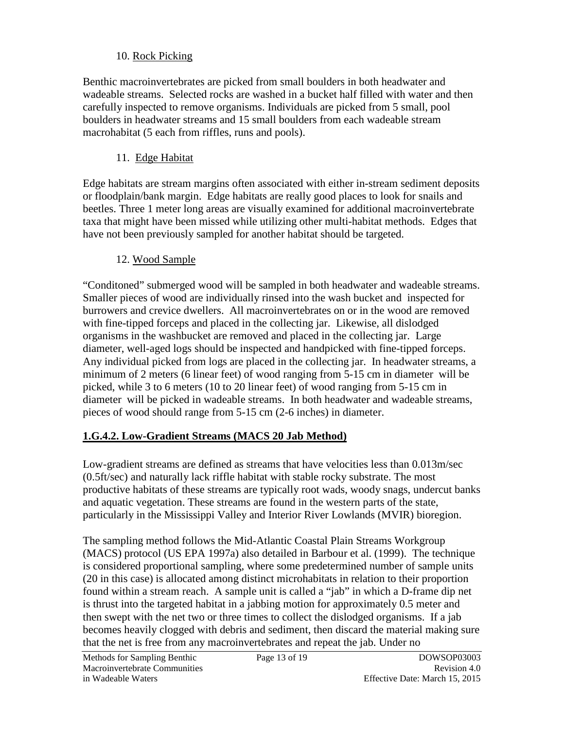10. Rock Picking

Benthic macroinvertebrates are picked from small boulders in both headwater and wadeable streams. Selected rocks are washed in a bucket half filled with water and then carefully inspected to remove organisms. Individuals are picked from 5 small, pool boulders in headwater streams and 15 small boulders from each wadeable stream macrohabitat (5 each from riffles, runs and pools).

11. Edge Habitat

Edge habitats are stream margins often associated with either in-stream sediment deposits or floodplain/bank margin. Edge habitats are really good places to look for snails and beetles. Three 1 meter long areas are visually examined for additional macroinvertebrate taxa that might have been missed while utilizing other multi-habitat methods. Edges that have not been previously sampled for another habitat should be targeted.

12. Wood Sample

"Conditoned" submerged wood will be sampled in both headwater and wadeable streams. Smaller pieces of wood are individually rinsed into the wash bucket and inspected for burrowers and crevice dwellers. All macroinvertebrates on or in the wood are removed with fine-tipped forceps and placed in the collecting jar. Likewise, all dislodged organisms in the washbucket are removed and placed in the collecting jar. Large diameter, well-aged logs should be inspected and handpicked with fine-tipped forceps. Any individual picked from logs are placed in the collecting jar. In headwater streams, a minimum of 2 meters (6 linear feet) of wood ranging from 5-15 cm in diameter will be picked, while 3 to 6 meters (10 to 20 linear feet) of wood ranging from 5-15 cm in diameter will be picked in wadeable streams. In both headwater and wadeable streams, pieces of wood should range from 5-15 cm (2-6 inches) in diameter.

### 1.G.4.2. Low-Gradient Streams (MACS 20 Jab Method)

Low-gradient streams are defined as streams that have velocities less than 0.013m/sec (0.5ft/sec) and naturally lack riffle habitat with stable rocky substrate. The most productive habitats of these streams are typically root wads, woody snags, undercut banks and aquatic vegetation. These streams are found in the western parts of the state, particularly in the Mississippi Valley and Interior River Lowlands (MVIR) bioregion.

The sampling method follows the Mid-Atlantic Coastal Plain Streams Workgroup (MACS) protocol (US EPA 1997a) also detailed in Barbour et al. (1999). The technique is considered proportional sampling, where some predetermined number of sample units (20 in this case) is allocated among distinct microhabitats in relation to their proportion found within a stream reach. A sample unit is called a "jab" in which a D-frame dip net is thrust into the targeted habitat in a jabbing motion for approximately 0.5 meter and then swept with the net two or three times to collect the dislodged organisms. If a jab becomes heavily clogged with debris and sediment, then discard the material making sure that the net is free from any macroinvertebrates and repeat the jab. Under no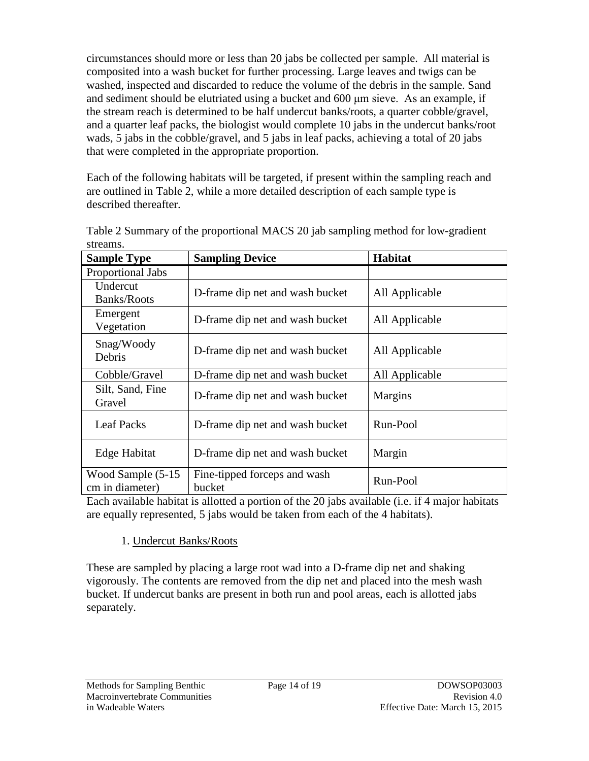circumstances should more or less than 20 jabs be collected per sample. All material is composited into a wash bucket for further processing. Large leaves and twigs can be washed, inspected and discarded to reduce the volume of the debris in the sample. Sand and sediment should be elutriated using a bucket and 600 μm sieve. As an example, if the stream reach is determined to be half undercut banks/roots, a quarter cobble/gravel, and a quarter leaf packs, the biologist would complete 10 jabs in the undercut banks/root wads, 5 jabs in the cobble/gravel, and 5 jabs in leaf packs, achieving a total of 20 jabs that were completed in the appropriate proportion.

Each of the following habitats will be targeted, if present within the sampling reach and are outlined in Table 2, while a more detailed description of each sample type is described thereafter.

Table 2 Summary of the proportional MACS 20 jab sampling method for low-gradient streams.

| Sample Type | Sampling Device | Habitat |
|---|---|---|
| Proportional Jabs | | |
| Undercut Banks/Roots | D-frame dip net and wash bucket | All Applicable |
| Emergent Vegetation | D-frame dip net and wash bucket | All Applicable |
| Snag/Woody Debris | D-frame dip net and wash bucket | All Applicable |
| Cobble/Gravel | D-frame dip net and wash bucket | All Applicable |
| Silt, Sand, Fine Gravel | D-frame dip net and wash bucket | Margins |
| Leaf Packs | D-frame dip net and wash bucket | Run-Pool |
| Edge Habitat | D-frame dip net and wash bucket | Margin |
| Wood Sample (5-15 cm in diameter) | Fine-tipped forceps and wash bucket | Run-Pool |

Each available habitat is allotted a portion of the 20 jabs available (i.e. if 4 major habitats are equally represented, 5 jabs would be taken from each of the 4 habitats).

1. Undercut Banks/Roots

These are sampled by placing a large root wad into a D-frame dip net and shaking vigorously. The contents are removed from the dip net and placed into the mesh wash bucket. If undercut banks are present in both run and pool areas, each is allotted jabs separately.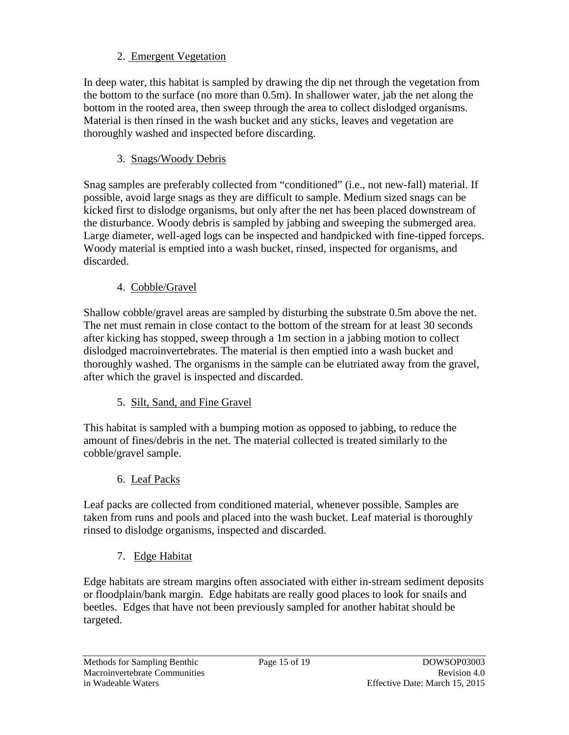2. Emergent Vegetation

In deep water, this habitat is sampled by drawing the dip net through the vegetation from the bottom to the surface (no more than 0.5m). In shallower water, jab the net along the bottom in the rooted area, then sweep through the area to collect dislodged organisms. Material is then rinsed in the wash bucket and any sticks, leaves and vegetation are thoroughly washed and inspected before discarding.

3. Snags/Woody Debris

Snag samples are preferably collected from "conditioned" (i.e., not new-fall) material. If possible, avoid large snags as they are difficult to sample. Medium sized snags can be kicked first to dislodge organisms, but only after the net has been placed downstream of the disturbance. Woody debris is sampled by jabbing and sweeping the submerged area. Large diameter, well-aged logs can be inspected and handpicked with fine-tipped forceps. Woody material is emptied into a wash bucket, rinsed, inspected for organisms, and discarded.

4. Cobble/Gravel

Shallow cobble/gravel areas are sampled by disturbing the substrate 0.5m above the net. The net must remain in close contact to the bottom of the stream for at least 30 seconds after kicking has stopped, sweep through a 1m section in a jabbing motion to collect dislodged macroinvertebrates. The material is then emptied into a wash bucket and thoroughly washed. The organisms in the sample can be elutriated away from the gravel, after which the gravel is inspected and discarded.

5. Silt, Sand, and Fine Gravel

This habitat is sampled with a bumping motion as opposed to jabbing, to reduce the amount of fines/debris in the net. The material collected is treated similarly to the cobble/gravel sample.

6. Leaf Packs

Leaf packs are collected from conditioned material, whenever possible. Samples are taken from runs and pools and placed into the wash bucket. Leaf material is thoroughly rinsed to dislodge organisms, inspected and discarded.

7. Edge Habitat

Edge habitats are stream margins often associated with either in-stream sediment deposits or floodplain/bank margin. Edge habitats are really good places to look for snails and beetles. Edges that have not been previously sampled for another habitat should be targeted.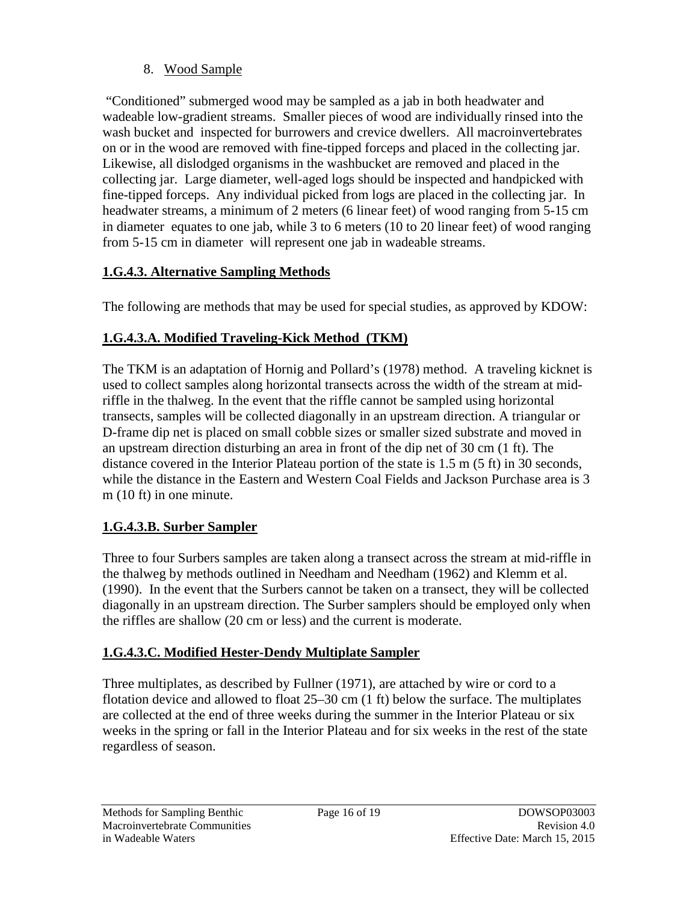8. Wood Sample

"Conditioned" submerged wood may be sampled as a jab in both headwater and wadeable low-gradient streams. Smaller pieces of wood are individually rinsed into the wash bucket and inspected for burrowers and crevice dwellers. All macroinvertebrates on or in the wood are removed with fine-tipped forceps and placed in the collecting jar. Likewise, all dislodged organisms in the washbucket are removed and placed in the collecting jar. Large diameter, well-aged logs should be inspected and handpicked with fine-tipped forceps. Any individual picked from logs are placed in the collecting jar. In headwater streams, a minimum of 2 meters (6 linear feet) of wood ranging from 5-15 cm in diameter equates to one jab, while 3 to 6 meters (10 to 20 linear feet) of wood ranging from 5-15 cm in diameter will represent one jab in wadeable streams.

## 1.G.4.3. Alternative Sampling Methods

The following are methods that may be used for special studies, as approved by KDOW:

### 1.G.4.3.A. Modified Traveling-Kick Method (TKM)

The TKM is an adaptation of Hornig and Pollard's (1978) method. A traveling kicknet is used to collect samples along horizontal transects across the width of the stream at mid-riffle in the thalweg. In the event that the riffle cannot be sampled using horizontal transects, samples will be collected diagonally in an upstream direction. A triangular or D-frame dip net is placed on small cobble sizes or smaller sized substrate and moved in an upstream direction disturbing an area in front of the dip net of 30 cm (1 ft). The distance covered in the Interior Plateau portion of the state is 1.5 m (5 ft) in 30 seconds, while the distance in the Eastern and Western Coal Fields and Jackson Purchase area is 3 m (10 ft) in one minute.

### 1.G.4.3.B. Surber Sampler

Three to four Surbers samples are taken along a transect across the stream at mid-riffle in the thalweg by methods outlined in Needham and Needham (1962) and Klemm et al. (1990). In the event that the Surbers cannot be taken on a transect, they will be collected diagonally in an upstream direction. The Surber samplers should be employed only when the riffles are shallow (20 cm or less) and the current is moderate.

### 1.G.4.3.C. Modified Hester-Dendy Multiplate Sampler

Three multiplates, as described by Fullner (1971), are attached by wire or cord to a flotation device and allowed to float 25–30 cm (1 ft) below the surface. The multiplates are collected at the end of three weeks during the summer in the Interior Plateau or six weeks in the spring or fall in the Interior Plateau and for six weeks in the rest of the state regardless of season.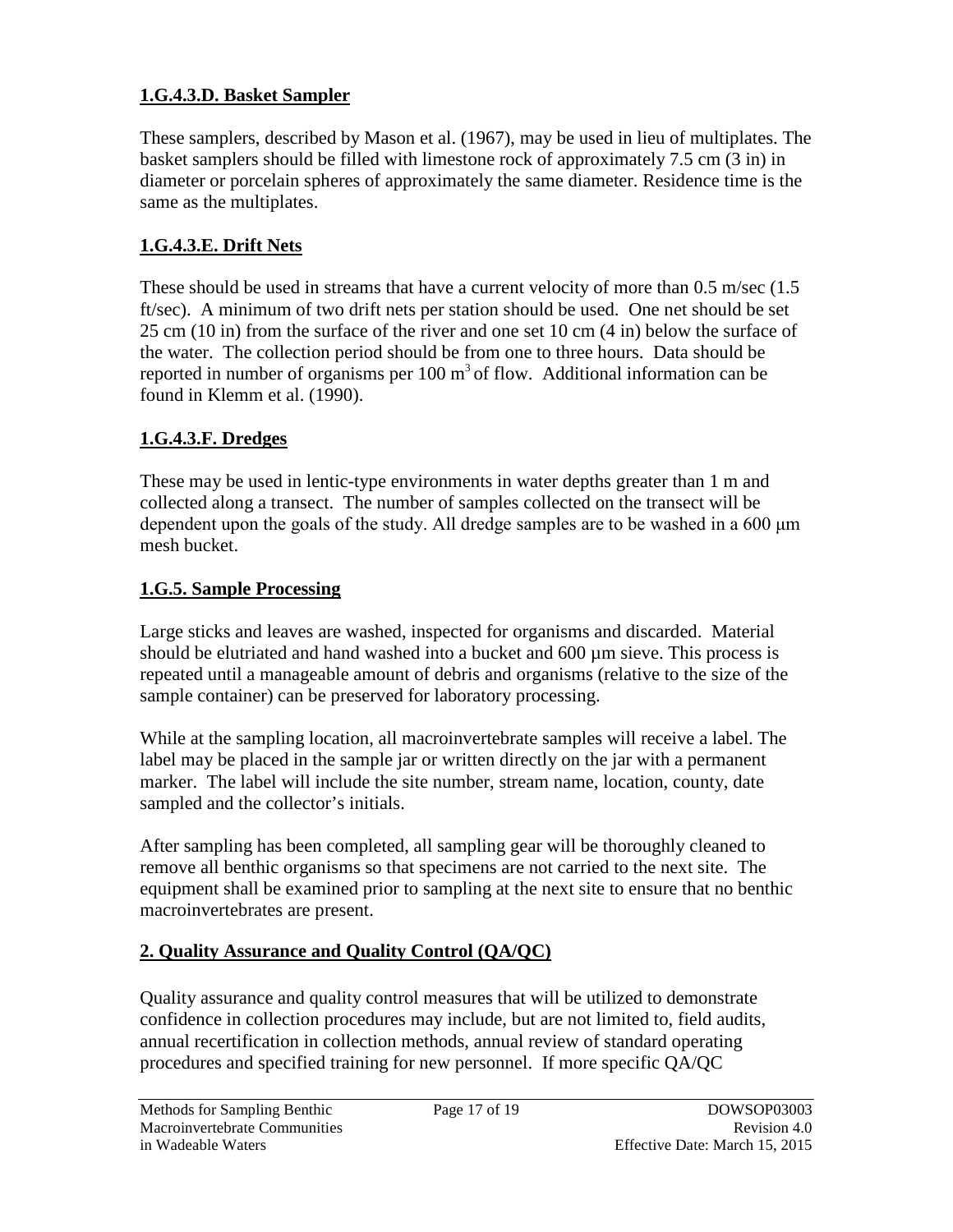### 1.G.4.3.D. Basket Sampler

These samplers, described by Mason et al. (1967), may be used in lieu of multiplates. The basket samplers should be filled with limestone rock of approximately 7.5 cm (3 in) in diameter or porcelain spheres of approximately the same diameter. Residence time is the same as the multiplates.

### 1.G.4.3.E. Drift Nets

These should be used in streams that have a current velocity of more than 0.5 m/sec (1.5 ft/sec). A minimum of two drift nets per station should be used. One net should be set 25 cm (10 in) from the surface of the river and one set 10 cm (4 in) below the surface of the water. The collection period should be from one to three hours. Data should be reported in number of organisms per 100 $m^3$ of flow. Additional information can be found in Klemm et al. (1990).

### 1.G.4.3.F. Dredges

These may be used in lentic-type environments in water depths greater than 1 m and collected along a transect. The number of samples collected on the transect will be dependent upon the goals of the study. All dredge samples are to be washed in a 600 μm mesh bucket.

### 1.G.5. Sample Processing

Large sticks and leaves are washed, inspected for organisms and discarded. Material should be elutriated and hand washed into a bucket and 600 µm sieve. This process is repeated until a manageable amount of debris and organisms (relative to the size of the sample container) can be preserved for laboratory processing.

While at the sampling location, all macroinvertebrate samples will receive a label. The label may be placed in the sample jar or written directly on the jar with a permanent marker. The label will include the site number, stream name, location, county, date sampled and the collector's initials.

After sampling has been completed, all sampling gear will be thoroughly cleaned to remove all benthic organisms so that specimens are not carried to the next site. The equipment shall be examined prior to sampling at the next site to ensure that no benthic macroinvertebrates are present.

## 2. Quality Assurance and Quality Control (QA/QC)

Quality assurance and quality control measures that will be utilized to demonstrate confidence in collection procedures may include, but are not limited to, field audits, annual recertification in collection methods, annual review of standard operating procedures and specified training for new personnel. If more specific QA/QC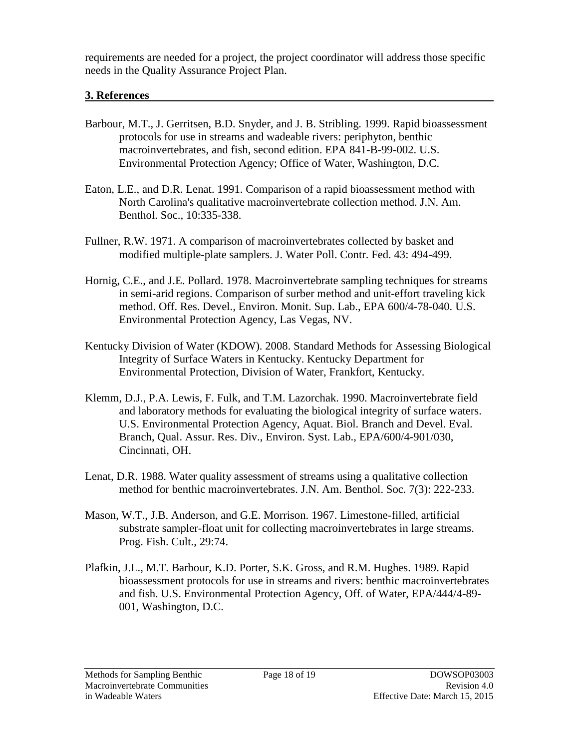requirements are needed for a project, the project coordinator will address those specific needs in the Quality Assurance Project Plan.

## 3. References

Barbour, M.T., J. Gerritsen, B.D. Snyder, and J. B. Stribling. 1999. Rapid bioassessment protocols for use in streams and wadeable rivers: periphyton, benthic macroinvertebrates, and fish, second edition. EPA 841-B-99-002. U.S. Environmental Protection Agency; Office of Water, Washington, D.C.

Eaton, L.E., and D.R. Lenat. 1991. Comparison of a rapid bioassessment method with North Carolina's qualitative macroinvertebrate collection method. J.N. Am. Benthol. Soc., 10:335-338.

Fullner, R.W. 1971. A comparison of macroinvertebrates collected by basket and modified multiple-plate samplers. J. Water Poll. Contr. Fed. 43: 494-499.

Hornig, C.E., and J.E. Pollard. 1978. Macroinvertebrate sampling techniques for streams in semi-arid regions. Comparison of surber method and unit-effort traveling kick method. Off. Res. Devel., Environ. Monit. Sup. Lab., EPA 600/4-78-040. U.S. Environmental Protection Agency, Las Vegas, NV.

Kentucky Division of Water (KDOW). 2008. Standard Methods for Assessing Biological Integrity of Surface Waters in Kentucky. Kentucky Department for Environmental Protection, Division of Water, Frankfort, Kentucky.

Klemm, D.J., P.A. Lewis, F. Fulk, and T.M. Lazorchak. 1990. Macroinvertebrate field and laboratory methods for evaluating the biological integrity of surface waters. U.S. Environmental Protection Agency, Aquat. Biol. Branch and Devel. Eval. Branch, Qual. Assur. Res. Div., Environ. Syst. Lab., EPA/600/4-901/030, Cincinnati, OH.

Lenat, D.R. 1988. Water quality assessment of streams using a qualitative collection method for benthic macroinvertebrates. J.N. Am. Benthol. Soc. 7(3): 222-233.

Mason, W.T., J.B. Anderson, and G.E. Morrison. 1967. Limestone-filled, artificial substrate sampler-float unit for collecting macroinvertebrates in large streams. Prog. Fish. Cult., 29:74.

Plafkin, J.L., M.T. Barbour, K.D. Porter, S.K. Gross, and R.M. Hughes. 1989. Rapid bioassessment protocols for use in streams and rivers: benthic macroinvertebrates and fish. U.S. Environmental Protection Agency, Off. of Water, EPA/444/4-89-001, Washington, D.C.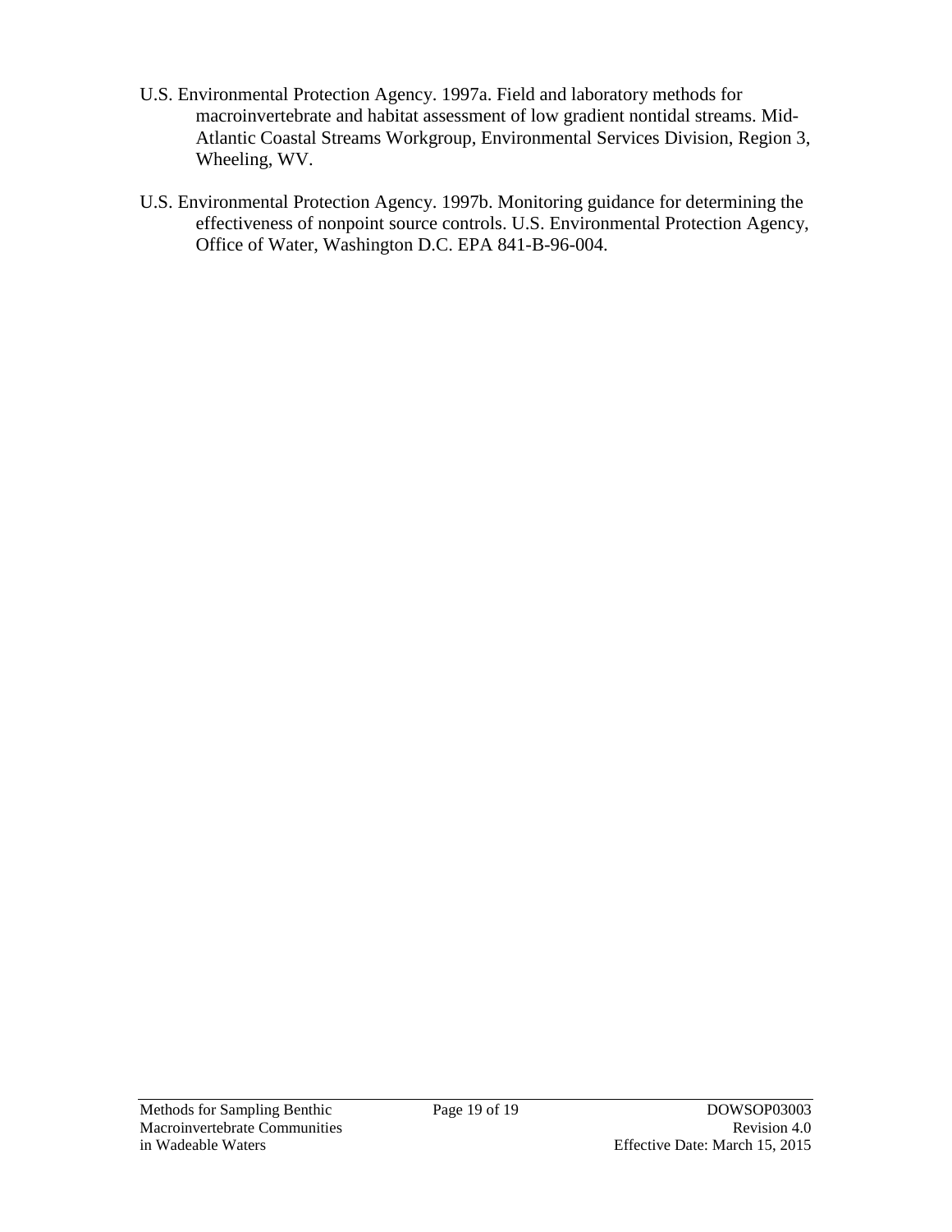U.S. Environmental Protection Agency. 1997a. Field and laboratory methods for macroinvertebrate and habitat assessment of low gradient nontidal streams. Mid-Atlantic Coastal Streams Workgroup, Environmental Services Division, Region 3, Wheeling, WV.

U.S. Environmental Protection Agency. 1997b. Monitoring guidance for determining the effectiveness of nonpoint source controls. U.S. Environmental Protection Agency, Office of Water, Washington D.C. EPA 841-B-96-004.